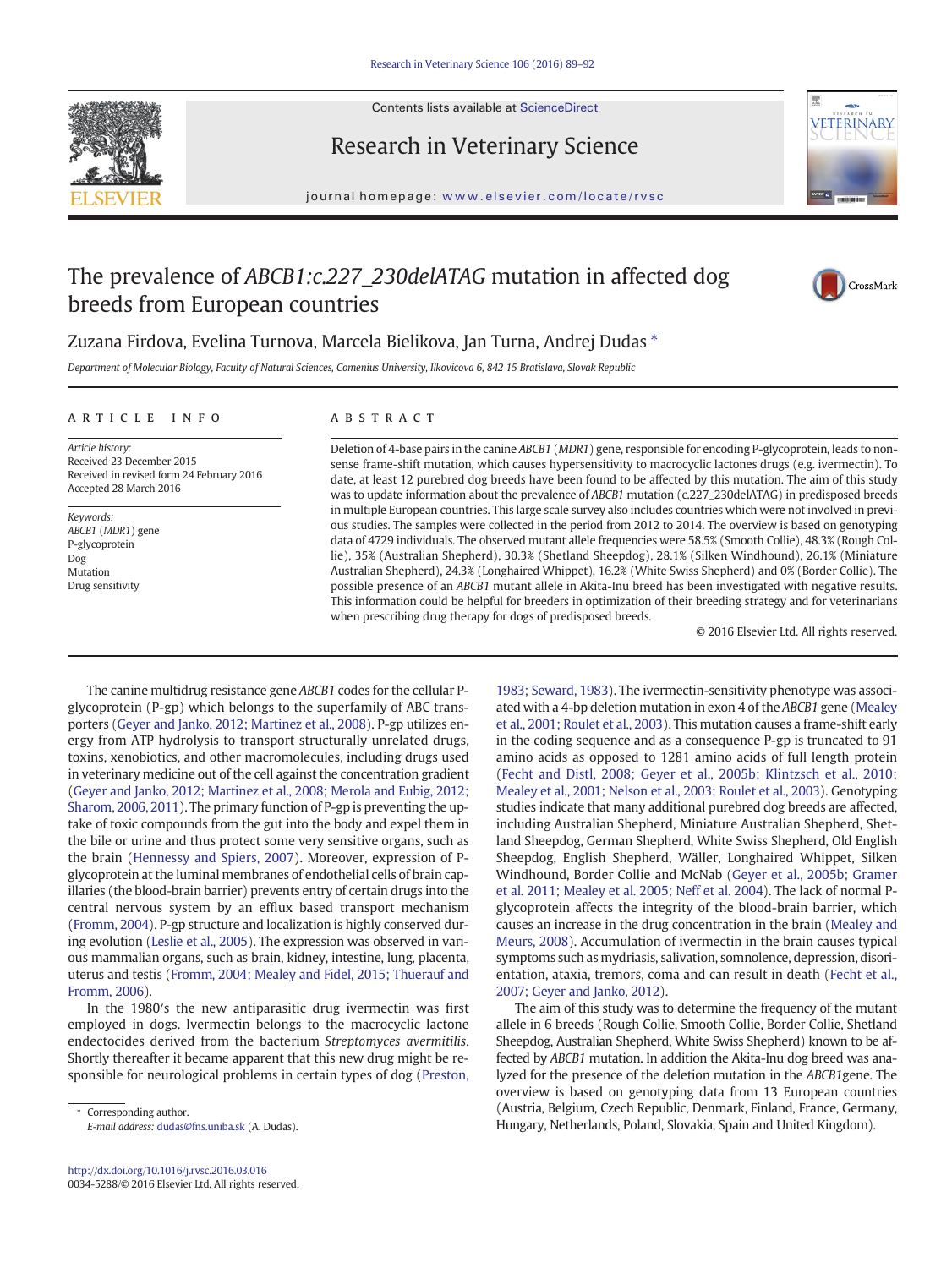# The prevalence of *ABCB1:c.227_230delATAG* mutation in affected dog breeds from European countries

Zuzana Firdova, Evelina Turnova, Marcela Bielikova, Jan Turna, Andrej Dudas *

*Department of Molecular Biology, Faculty of Natural Sciences, Comenius University, Ilkovicova 6, 842 15 Bratislava, Slovak Republic*

## ARTICLE INFO

*Article history:*
Received 23 December 2015
Received in revised form 24 February 2016
Accepted 28 March 2016

*Keywords:*
*ABCB1* (*MDR1*) gene
P-glycoprotein
Dog
Mutation
Drug sensitivity

## ABSTRACT

Deletion of 4-base pairs in the canine *ABCB1* (*MDR1*) gene, responsible for encoding P-glycoprotein, leads to nonsense frame-shift mutation, which causes hypersensitivity to macrocyclic lactones drugs (e.g. ivermectin). To date, at least 12 purebred dog breeds have been found to be affected by this mutation. The aim of this study was to update information about the prevalence of *ABCB1* mutation (c.227_230delATAG) in predisposed breeds in multiple European countries. This large scale survey also includes countries which were not involved in previous studies. The samples were collected in the period from 2012 to 2014. The overview is based on genotyping data of 4729 individuals. The observed mutant allele frequencies were 58.5% (Smooth Collie), 48.3% (Rough Collie), 35% (Australian Shepherd), 30.3% (Shetland Sheepdog), 28.1% (Silken Windhound), 26.1% (Miniature Australian Shepherd), 24.3% (Longhaired Whippet), 16.2% (White Swiss Shepherd) and 0% (Border Collie). The possible presence of an *ABCB1* mutant allele in Akita-Inu breed has been investigated with negative results. This information could be helpful for breeders in optimization of their breeding strategy and for veterinarians when prescribing drug therapy for dogs of predisposed breeds.

© 2016 Elsevier Ltd. All rights reserved.

The canine multidrug resistance gene *ABCB1* codes for the cellular P-glycoprotein (P-gp) which belongs to the superfamily of ABC transporters (Geyer and Janko, 2012; Martinez et al., 2008). P-gp utilizes energy from ATP hydrolysis to transport structurally unrelated drugs, toxins, xenobiotics, and other macromolecules, including drugs used in veterinary medicine out of the cell against the concentration gradient (Geyer and Janko, 2012; Martinez et al., 2008; Merola and Eubig, 2012; Sharom, 2006, 2011). The primary function of P-gp is preventing the uptake of toxic compounds from the gut into the body and expel them in the bile or urine and thus protect some very sensitive organs, such as the brain (Hennessy and Spiers, 2007). Moreover, expression of P-glycoprotein at the luminal membranes of endothelial cells of brain capillaries (the blood-brain barrier) prevents entry of certain drugs into the central nervous system by an efflux based transport mechanism (Fromm, 2004). P-gp structure and localization is highly conserved during evolution (Leslie et al., 2005). The expression was observed in various mammalian organs, such as brain, kidney, intestine, lung, placenta, uterus and testis (Fromm, 2004; Mealey and Fidel, 2015; Thuerauf and Fromm, 2006).

In the 1980′s the new antiparasitic drug ivermectin was first employed in dogs. Ivermectin belongs to the macrocyclic lactone endectocides derived from the bacterium *Streptomyces avermitilis*. Shortly thereafter it became apparent that this new drug might be responsible for neurological problems in certain types of dog (Preston, 1983; Seward, 1983). The ivermectin-sensitivity phenotype was associated with a 4-bp deletion mutation in exon 4 of the *ABCB1* gene (Mealey et al., 2001; Roulet et al., 2003). This mutation causes a frame-shift early in the coding sequence and as a consequence P-gp is truncated to 91 amino acids as opposed to 1281 amino acids of full length protein (Fecht and Distl, 2008; Geyer et al., 2005b; Klintzsch et al., 2010; Mealey et al., 2001; Nelson et al., 2003; Roulet et al., 2003). Genotyping studies indicate that many additional purebred dog breeds are affected, including Australian Shepherd, Miniature Australian Shepherd, Shetland Sheepdog, German Shepherd, White Swiss Shepherd, Old English Sheepdog, English Shepherd, Wäller, Longhaired Whippet, Silken Windhound, Border Collie and McNab (Geyer et al., 2005b; Gramer et al. 2011; Mealey et al. 2005; Neff et al. 2004). The lack of normal P-glycoprotein affects the integrity of the blood-brain barrier, which causes an increase in the drug concentration in the brain (Mealey and Meurs, 2008). Accumulation of ivermectin in the brain causes typical symptoms such as mydriasis, salivation, somnolence, depression, disorientation, ataxia, tremors, coma and can result in death (Fecht et al., 2007; Geyer and Janko, 2012).

The aim of this study was to determine the frequency of the mutant allele in 6 breeds (Rough Collie, Smooth Collie, Border Collie, Shetland Sheepdog, Australian Shepherd, White Swiss Shepherd) known to be affected by *ABCB1* mutation. In addition the Akita-Inu dog breed was analyzed for the presence of the deletion mutation in the *ABCB1*gene. The overview is based on genotyping data from 13 European countries (Austria, Belgium, Czech Republic, Denmark, Finland, France, Germany, Hungary, Netherlands, Poland, Slovakia, Spain and United Kingdom).

\* Corresponding author.
E-mail address: dudas@fns.uniba.sk (A. Dudas).

http://dx.doi.org/10.1016/j.rvsc.2016.03.016
0034-5288/© 2016 Elsevier Ltd. All rights reserved.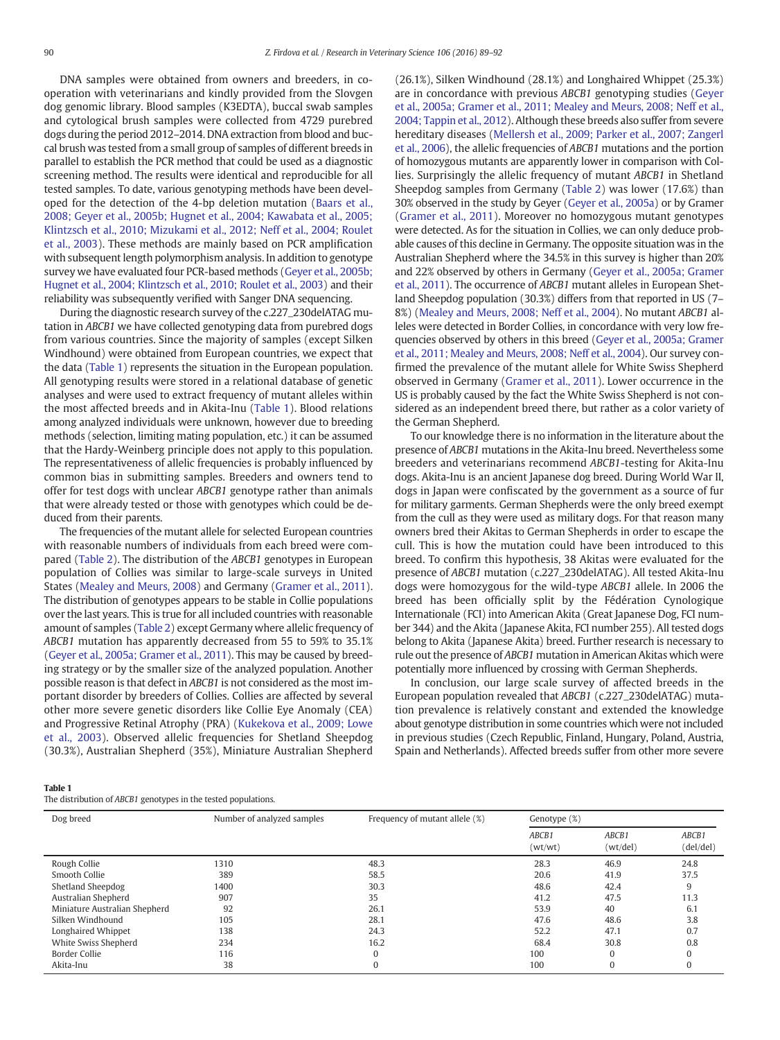DNA samples were obtained from owners and breeders, in cooperation with veterinarians and kindly provided from the Slovgen dog genomic library. Blood samples (K3EDTA), buccal swab samples and cytological brush samples were collected from 4729 purebred dogs during the period 2012–2014. DNA extraction from blood and buccal brush was tested from a small group of samples of different breeds in parallel to establish the PCR method that could be used as a diagnostic screening method. The results were identical and reproducible for all tested samples. To date, various genotyping methods have been developed for the detection of the 4-bp deletion mutation (Baars et al., 2008; Geyer et al., 2005b; Hugnet et al., 2004; Kawabata et al., 2005; Klintzsch et al., 2010; Mizukami et al., 2012; Neff et al., 2004; Roulet et al., 2003). These methods are mainly based on PCR amplification with subsequent length polymorphism analysis. In addition to genotype survey we have evaluated four PCR-based methods (Geyer et al., 2005b; Hugnet et al., 2004; Klintzsch et al., 2010; Roulet et al., 2003) and their reliability was subsequently verified with Sanger DNA sequencing.

During the diagnostic research survey of the c.227_230delATAG mutation in *ABCB1* we have collected genotyping data from purebred dogs from various countries. Since the majority of samples (except Silken Windhound) were obtained from European countries, we expect that the data (Table 1) represents the situation in the European population. All genotyping results were stored in a relational database of genetic analyses and were used to extract frequency of mutant alleles within the most affected breeds and in Akita-Inu (Table 1). Blood relations among analyzed individuals were unknown, however due to breeding methods (selection, limiting mating population, etc.) it can be assumed that the Hardy-Weinberg principle does not apply to this population. The representativeness of allelic frequencies is probably influenced by common bias in submitting samples. Breeders and owners tend to offer for test dogs with unclear *ABCB1* genotype rather than animals that were already tested or those with genotypes which could be deduced from their parents.

The frequencies of the mutant allele for selected European countries with reasonable numbers of individuals from each breed were compared (Table 2). The distribution of the *ABCB1* genotypes in European population of Collies was similar to large-scale surveys in United States (Mealey and Meurs, 2008) and Germany (Gramer et al., 2011). The distribution of genotypes appears to be stable in Collie populations over the last years. This is true for all included countries with reasonable amount of samples (Table 2) except Germany where allelic frequency of *ABCB1* mutation has apparently decreased from 55 to 59% to 35.1% (Geyer et al., 2005a; Gramer et al., 2011). This may be caused by breeding strategy or by the smaller size of the analyzed population. Another possible reason is that defect in *ABCB1* is not considered as the most important disorder by breeders of Collies. Collies are affected by several other more severe genetic disorders like Collie Eye Anomaly (CEA) and Progressive Retinal Atrophy (PRA) (Kukekova et al., 2009; Lowe et al., 2003). Observed allelic frequencies for Shetland Sheepdog (30.3%), Australian Shepherd (35%), Miniature Australian Shepherd (26.1%), Silken Windhound (28.1%) and Longhaired Whippet (25.3%) are in concordance with previous *ABCB1* genotyping studies (Geyer et al., 2005a; Gramer et al., 2011; Mealey and Meurs, 2008; Neff et al., 2004; Tappin et al., 2012). Although these breeds also suffer from severe hereditary diseases (Mellersh et al., 2009; Parker et al., 2007; Zangerl et al., 2006), the allelic frequencies of *ABCB1* mutations and the portion of homozygous mutants are apparently lower in comparison with Collies. Surprisingly the allelic frequency of mutant *ABCB1* in Shetland Sheepdog samples from Germany (Table 2) was lower (17.6%) than 30% observed in the study by Geyer (Geyer et al., 2005a) or by Gramer (Gramer et al., 2011). Moreover no homozygous mutant genotypes were detected. As for the situation in Collies, we can only deduce probable causes of this decline in Germany. The opposite situation was in the Australian Shepherd where the 34.5% in this survey is higher than 20% and 22% observed by others in Germany (Geyer et al., 2005a; Gramer et al., 2011). The occurrence of *ABCB1* mutant alleles in European Shetland Sheepdog population (30.3%) differs from that reported in US (7–8%) (Mealey and Meurs, 2008; Neff et al., 2004). No mutant *ABCB1* alleles were detected in Border Collies, in concordance with very low frequencies observed by others in this breed (Geyer et al., 2005a; Gramer et al., 2011; Mealey and Meurs, 2008; Neff et al., 2004). Our survey confirmed the prevalence of the mutant allele for White Swiss Shepherd observed in Germany (Gramer et al., 2011). Lower occurrence in the US is probably caused by the fact the White Swiss Shepherd is not considered as an independent breed there, but rather as a color variety of the German Shepherd.

To our knowledge there is no information in the literature about the presence of *ABCB1* mutations in the Akita-Inu breed. Nevertheless some breeders and veterinarians recommend *ABCB1*-testing for Akita-Inu dogs. Akita-Inu is an ancient Japanese dog breed. During World War II, dogs in Japan were confiscated by the government as a source of fur for military garments. German Shepherds were the only breed exempt from the cull as they were used as military dogs. For that reason many owners bred their Akitas to German Shepherds in order to escape the cull. This is how the mutation could have been introduced to this breed. To confirm this hypothesis, 38 Akitas were evaluated for the presence of *ABCB1* mutation (c.227_230delATAG). All tested Akita-Inu dogs were homozygous for the wild-type *ABCB1* allele. In 2006 the breed has been officially split by the Fédération Cynologique Internationale (FCI) into American Akita (Great Japanese Dog, FCI number 344) and the Akita (Japanese Akita, FCI number 255). All tested dogs belong to Akita (Japanese Akita) breed. Further research is necessary to rule out the presence of *ABCB1* mutation in American Akitas which were potentially more influenced by crossing with German Shepherds.

In conclusion, our large scale survey of affected breeds in the European population revealed that *ABCB1* (c.227_230delATAG) mutation prevalence is relatively constant and extended the knowledge about genotype distribution in some countries which were not included in previous studies (Czech Republic, Finland, Hungary, Poland, Austria, Spain and Netherlands). Affected breeds suffer from other more severe

**Table 1**
The distribution of *ABCB1* genotypes in the tested populations.

| Dog breed | Number of analyzed samples | Frequency of mutant allele (%) | Genotype (%) | | |
|---|---|---|---|---|---|
| | | | *ABCB1* (wt/wt) | *ABCB1* (wt/del) | *ABCB1* (del/del) |
| Rough Collie | 1310 | 48.3 | 28.3 | 46.9 | 24.8 |
| Smooth Collie | 389 | 58.5 | 20.6 | 41.9 | 37.5 |
| Shetland Sheepdog | 1400 | 30.3 | 48.6 | 42.4 | 9 |
| Australian Shepherd | 907 | 35 | 41.2 | 47.5 | 11.3 |
| Miniature Australian Shepherd | 92 | 26.1 | 53.9 | 40 | 6.1 |
| Silken Windhound | 105 | 28.1 | 47.6 | 48.6 | 3.8 |
| Longhaired Whippet | 138 | 24.3 | 52.2 | 47.1 | 0.7 |
| White Swiss Shepherd | 234 | 16.2 | 68.4 | 30.8 | 0.8 |
| Border Collie | 116 | 0 | 100 | 0 | 0 |
| Akita-Inu | 38 | 0 | 100 | 0 | 0 |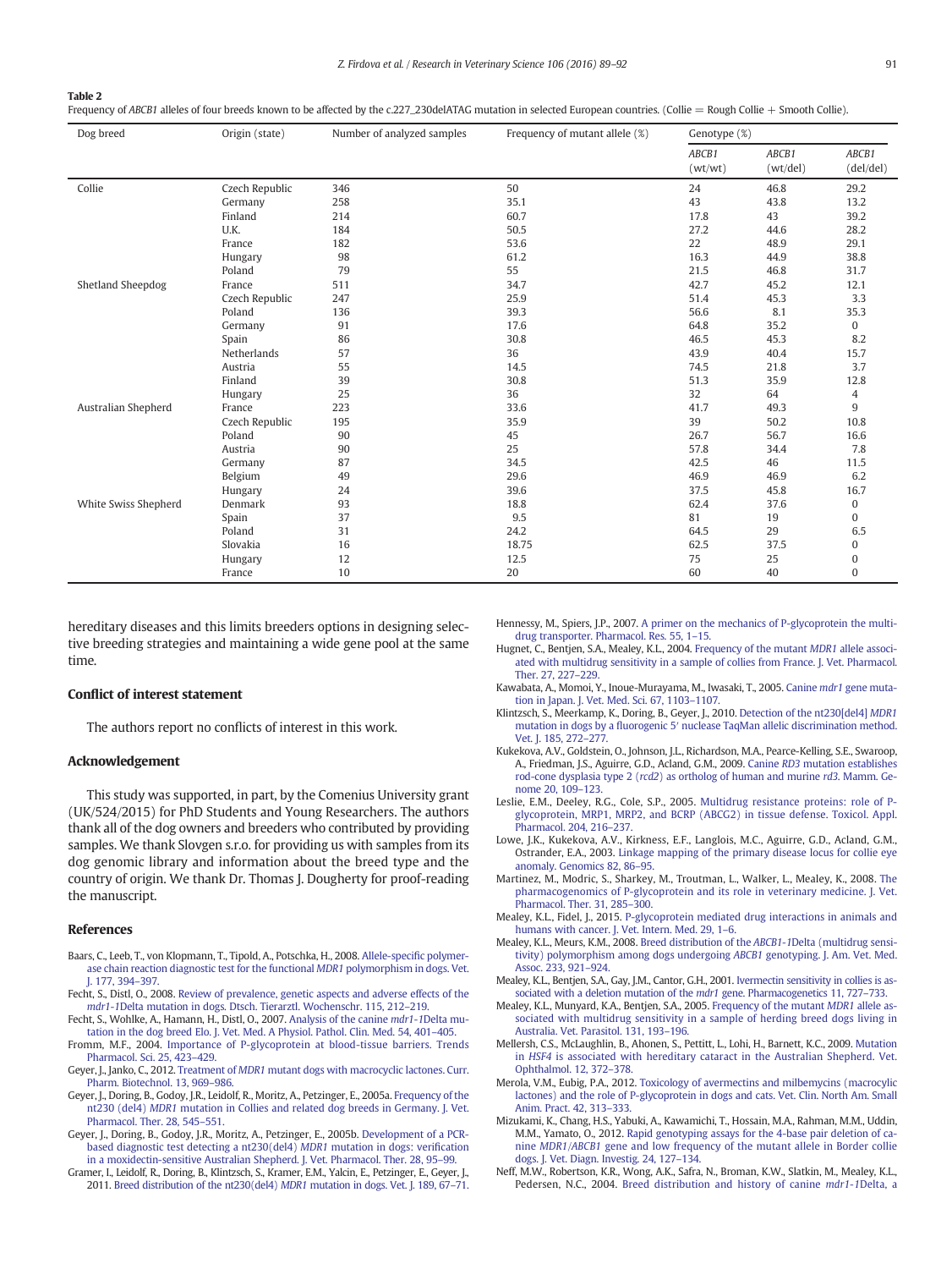**Table 2**
Frequency of *ABCB1* alleles of four breeds known to be affected by the c.227_230delATAG mutation in selected European countries. (Collie = Rough Collie + Smooth Collie).

| Dog breed | Origin (state) | Number of analyzed samples | Frequency of mutant allele (%) | Genotype (%) | | |
|---|---|---|---|---|---|---|
| | | | | *ABCB1* (wt/wt) | *ABCB1* (wt/del) | *ABCB1* (del/del) |
| Collie | Czech Republic | 346 | 50 | 24 | 46.8 | 29.2 |
| | Germany | 258 | 35.1 | 43 | 43.8 | 13.2 |
| | Finland | 214 | 60.7 | 17.8 | 43 | 39.2 |
| | U.K. | 184 | 50.5 | 27.2 | 44.6 | 28.2 |
| | France | 182 | 53.6 | 22 | 48.9 | 29.1 |
| | Hungary | 98 | 61.2 | 16.3 | 44.9 | 38.8 |
| | Poland | 79 | 55 | 21.5 | 46.8 | 31.7 |
| Shetland Sheepdog | France | 511 | 34.7 | 42.7 | 45.2 | 12.1 |
| | Czech Republic | 247 | 25.9 | 51.4 | 45.3 | 3.3 |
| | Poland | 136 | 39.3 | 56.6 | 8.1 | 35.3 |
| | Germany | 91 | 17.6 | 64.8 | 35.2 | 0 |
| | Spain | 86 | 30.8 | 46.5 | 45.3 | 8.2 |
| | Netherlands | 57 | 36 | 43.9 | 40.4 | 15.7 |
| | Austria | 55 | 14.5 | 74.5 | 21.8 | 3.7 |
| | Finland | 39 | 30.8 | 51.3 | 35.9 | 12.8 |
| | Hungary | 25 | 36 | 32 | 64 | 4 |
| Australian Shepherd | France | 223 | 33.6 | 41.7 | 49.3 | 9 |
| | Czech Republic | 195 | 35.9 | 39 | 50.2 | 10.8 |
| | Poland | 90 | 45 | 26.7 | 56.7 | 16.6 |
| | Austria | 90 | 25 | 57.8 | 34.4 | 7.8 |
| | Germany | 87 | 34.5 | 42.5 | 46 | 11.5 |
| | Belgium | 49 | 29.6 | 46.9 | 46.9 | 6.2 |
| | Hungary | 24 | 39.6 | 37.5 | 45.8 | 16.7 |
| White Swiss Shepherd | Denmark | 93 | 18.8 | 62.4 | 37.6 | 0 |
| | Spain | 37 | 9.5 | 81 | 19 | 0 |
| | Poland | 31 | 24.2 | 64.5 | 29 | 6.5 |
| | Slovakia | 16 | 18.75 | 62.5 | 37.5 | 0 |
| | Hungary | 12 | 12.5 | 75 | 25 | 0 |
| | France | 10 | 20 | 60 | 40 | 0 |

hereditary diseases and this limits breeders options in designing selective breeding strategies and maintaining a wide gene pool at the same time.

## Conflict of interest statement

The authors report no conflicts of interest in this work.

## Acknowledgement

This study was supported, in part, by the Comenius University grant (UK/524/2015) for PhD Students and Young Researchers. The authors thank all of the dog owners and breeders who contributed by providing samples. We thank Slovgen s.r.o. for providing us with samples from its dog genomic library and information about the breed type and the country of origin. We thank Dr. Thomas J. Dougherty for proof-reading the manuscript.

## References

- Baars, C., Leeb, T., von Klopmann, T., Tipold, A., Potschka, H., 2008. Allele-specific polymerase chain reaction diagnostic test for the functional *MDR1* polymorphism in dogs. Vet. J. 177, 394–397.
- Fecht, S., Distl, O., 2008. Review of prevalence, genetic aspects and adverse effects of the *mdr1-1*Delta mutation in dogs. Dtsch. Tierarztl. Wochenschr. 115, 212–219.
- Fecht, S., Wohlke, A., Hamann, H., Distl, O., 2007. Analysis of the canine *mdr1-1*Delta mutation in the dog breed Elo. J. Vet. Med. A Physiol. Pathol. Clin. Med. 54, 401–405.
- Fromm, M.F., 2004. Importance of P-glycoprotein at blood-tissue barriers. Trends Pharmacol. Sci. 25, 423–429.
- Geyer, J., Janko, C., 2012. Treatment of *MDR1* mutant dogs with macrocyclic lactones. Curr. Pharm. Biotechnol. 13, 969–986.
- Geyer, J., Doring, B., Godoy, J.R., Leidolf, R., Moritz, A., Petzinger, E., 2005a. Frequency of the nt230 (del4) *MDR1* mutation in Collies and related dog breeds in Germany. J. Vet. Pharmacol. Ther. 28, 545–551.
- Geyer, J., Doring, B., Godoy, J.R., Moritz, A., Petzinger, E., 2005b. Development of a PCR-based diagnostic test detecting a nt230(del4) *MDR1* mutation in dogs: verification in a moxidectin-sensitive Australian Shepherd. J. Vet. Pharmacol. Ther. 28, 95–99.
- Gramer, I., Leidolf, R., Doring, B., Klintzsch, S., Kramer, E.M., Yalcin, E., Petzinger, E., Geyer, J., 2011. Breed distribution of the nt230(del4) *MDR1* mutation in dogs. Vet. J. 189, 67–71.
- Hennessy, M., Spiers, J.P., 2007. A primer on the mechanics of P-glycoprotein the multidrug transporter. Pharmacol. Res. 55, 1–15.
- Hugnet, C., Bentjen, S.A., Mealey, K.L., 2004. Frequency of the mutant *MDR1* allele associated with multidrug sensitivity in a sample of collies from France. J. Vet. Pharmacol. Ther. 27, 227–229.
- Kawabata, A., Momoi, Y., Inoue-Murayama, M., Iwasaki, T., 2005. Canine *mdr1* gene mutation in Japan. J. Vet. Med. Sci. 67, 1103–1107.
- Klintzsch, S., Meerkamp, K., Doring, B., Geyer, J., 2010. Detection of the nt230[del4] *MDR1* mutation in dogs by a fluorogenic 5′ nuclease TaqMan allelic discrimination method. Vet. J. 185, 272–277.
- Kukekova, A.V., Goldstein, O., Johnson, J.L., Richardson, M.A., Pearce-Kelling, S.E., Swaroop, A., Friedman, J.S., Aguirre, G.D., Acland, G.M., 2009. Canine *RD3* mutation establishes rod-cone dysplasia type 2 (*rcd2*) as ortholog of human and murine *rd3*. Mamm. Genome 20, 109–123.
- Leslie, E.M., Deeley, R.G., Cole, S.P., 2005. Multidrug resistance proteins: role of P-glycoprotein, MRP1, MRP2, and BCRP (ABCG2) in tissue defense. Toxicol. Appl. Pharmacol. 204, 216–237.
- Lowe, J.K., Kukekova, A.V., Kirkness, E.F., Langlois, M.C., Aguirre, G.D., Acland, G.M., Ostrander, E.A., 2003. Linkage mapping of the primary disease locus for collie eye anomaly. Genomics 82, 86–95.
- Martinez, M., Modric, S., Sharkey, M., Troutman, L., Walker, L., Mealey, K., 2008. The pharmacogenomics of P-glycoprotein and its role in veterinary medicine. J. Vet. Pharmacol. Ther. 31, 285–300.
- Mealey, K.L., Fidel, J., 2015. P-glycoprotein mediated drug interactions in animals and humans with cancer. J. Vet. Intern. Med. 29, 1–6.
- Mealey, K.L., Meurs, K.M., 2008. Breed distribution of the *ABCB1-1*Delta (multidrug sensitivity) polymorphism among dogs undergoing *ABCB1* genotyping. J. Am. Vet. Med. Assoc. 233, 921–924.
- Mealey, K.L., Bentjen, S.A., Gay, J.M., Cantor, G.H., 2001. Ivermectin sensitivity in collies is associated with a deletion mutation of the *mdr1* gene. Pharmacogenetics 11, 727–733.
- Mealey, K.L., Munyard, K.A., Bentjen, S.A., 2005. Frequency of the mutant *MDR1* allele associated with multidrug sensitivity in a sample of herding breed dogs living in Australia. Vet. Parasitol. 131, 193–196.
- Mellersh, C.S., McLaughlin, B., Ahonen, S., Pettitt, L., Lohi, H., Barnett, K.C., 2009. Mutation in *HSF4* is associated with hereditary cataract in the Australian Shepherd. Vet. Ophthalmol. 12, 372–378.
- Merola, V.M., Eubig, P.A., 2012. Toxicology of avermectins and milbemycins (macrocylic lactones) and the role of P-glycoprotein in dogs and cats. Vet. Clin. North Am. Small Anim. Pract. 42, 313–333.
- Mizukami, K., Chang, H.S., Yabuki, A., Kawamichi, T., Hossain, M.A., Rahman, M.M., Uddin, M.M., Yamato, O., 2012. Rapid genotyping assays for the 4-base pair deletion of canine *MDR1/ABCB1* gene and low frequency of the mutant allele in Border collie dogs. J. Vet. Diagn. Investig. 24, 127–134.
- Neff, M.W., Robertson, K.R., Wong, A.K., Safra, N., Broman, K.W., Slatkin, M., Mealey, K.L., Pedersen, N.C., 2004. Breed distribution and history of canine *mdr1-1*Delta, a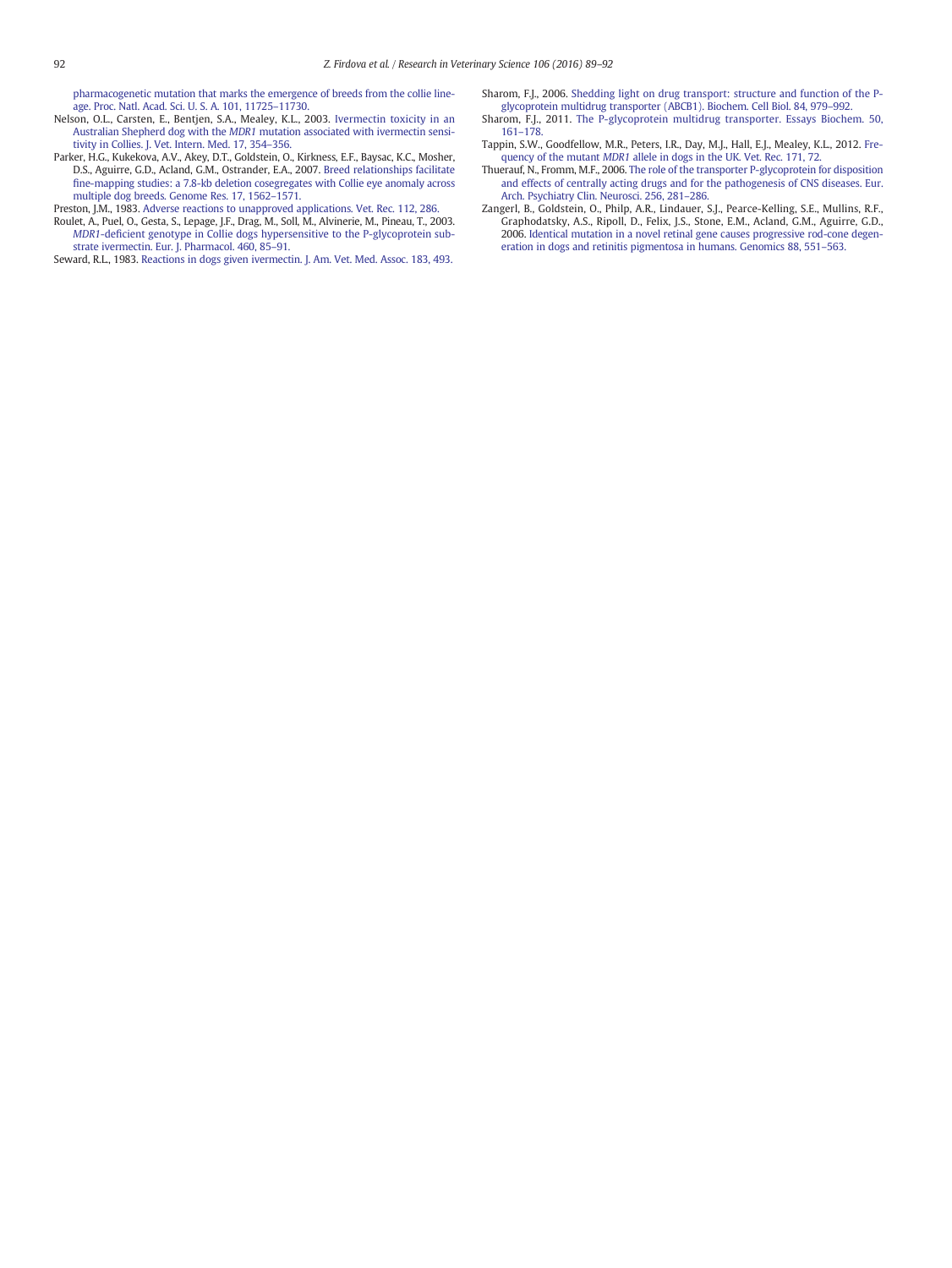pharmacogenetic mutation that marks the emergence of breeds from the collie lineage. Proc. Natl. Acad. Sci. U. S. A. 101, 11725–11730.

Nelson, O.L., Carsten, E., Bentjen, S.A., Mealey, K.L., 2003. Ivermectin toxicity in an Australian Shepherd dog with the *MDR1* mutation associated with ivermectin sensitivity in Collies. J. Vet. Intern. Med. 17, 354–356.

Parker, H.G., Kukekova, A.V., Akey, D.T., Goldstein, O., Kirkness, E.F., Baysac, K.C., Mosher, D.S., Aguirre, G.D., Acland, G.M., Ostrander, E.A., 2007. Breed relationships facilitate fine-mapping studies: a 7.8-kb deletion cosegregates with Collie eye anomaly across multiple dog breeds. Genome Res. 17, 1562–1571.

Preston, J.M., 1983. Adverse reactions to unapproved applications. Vet. Rec. 112, 286.

Roulet, A., Puel, O., Gesta, S., Lepage, J.F., Drag, M., Soll, M., Alvinerie, M., Pineau, T., 2003. *MDR1*-deficient genotype in Collie dogs hypersensitive to the P-glycoprotein substrate ivermectin. Eur. J. Pharmacol. 460, 85–91.

Seward, R.L., 1983. Reactions in dogs given ivermectin. J. Am. Vet. Med. Assoc. 183, 493.

Sharom, F.J., 2006. Shedding light on drug transport: structure and function of the P-glycoprotein multidrug transporter (ABCB1). Biochem. Cell Biol. 84, 979–992.

Sharom, F.J., 2011. The P-glycoprotein multidrug transporter. Essays Biochem. 50, 161–178.

Tappin, S.W., Goodfellow, M.R., Peters, I.R., Day, M.J., Hall, E.J., Mealey, K.L., 2012. Frequency of the mutant *MDR1* allele in dogs in the UK. Vet. Rec. 171, 72.

Thuerauf, N., Fromm, M.F., 2006. The role of the transporter P-glycoprotein for disposition and effects of centrally acting drugs and for the pathogenesis of CNS diseases. Eur. Arch. Psychiatry Clin. Neurosci. 256, 281–286.

Zangerl, B., Goldstein, O., Philp, A.R., Lindauer, S.J., Pearce-Kelling, S.E., Mullins, R.F., Graphodatsky, A.S., Ripoll, D., Felix, J.S., Stone, E.M., Acland, G.M., Aguirre, G.D., 2006. Identical mutation in a novel retinal gene causes progressive rod-cone degeneration in dogs and retinitis pigmentosa in humans. Genomics 88, 551–563.